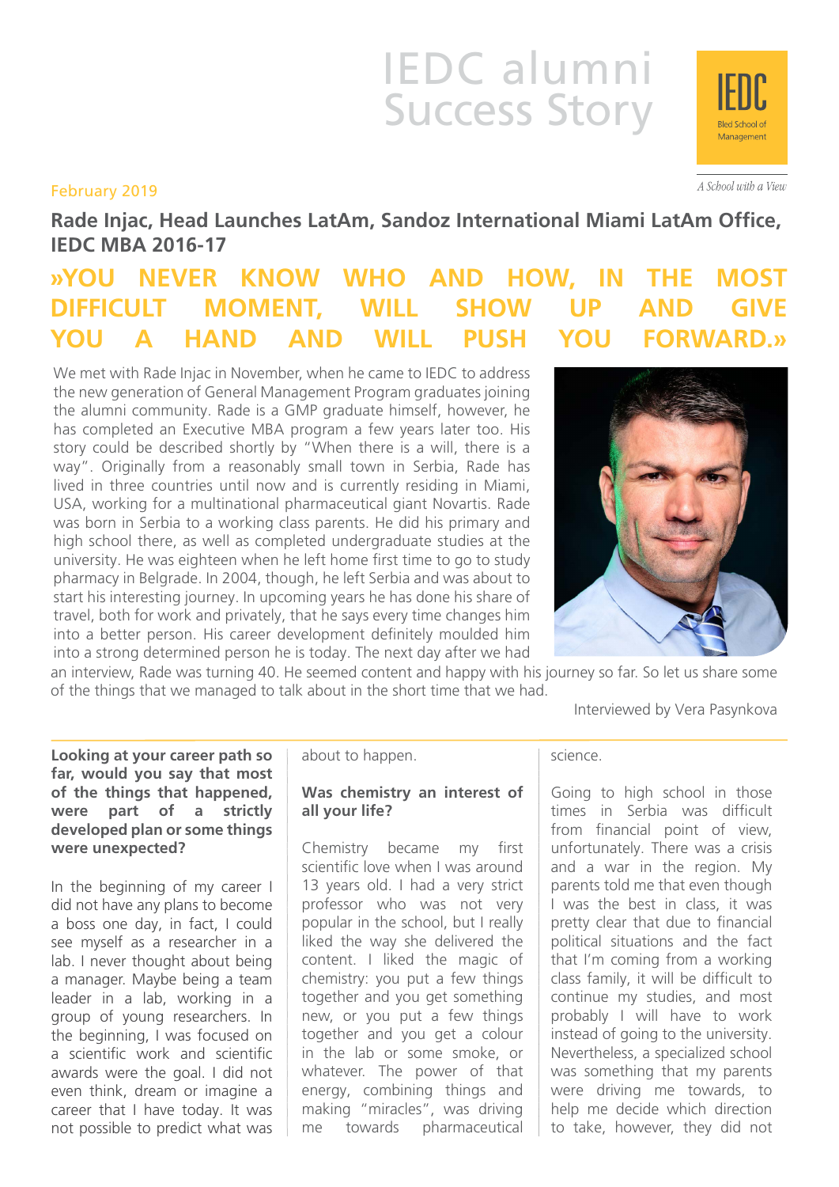# IEDC alumni Success Story

February 2019

## Rade Injac, Head Launches LatAm, Sandoz International Miami LatAm Office, IEDC MBA 2016-17

## »YOU NEVER KNOW WHO AND HOW, IN THE MOST DIFFICULT MOMENT, WILL SHOW UP AND GIVE YOU A HAND AND WILL PUSH YOU FORWARD.»

We met with Rade Injac in November, when he came to IEDC to address the new generation of General Management Program graduates joining the alumni community. Rade is a GMP graduate himself, however, he has completed an Executive MBA program a few years later too. His story could be described shortly by "When there is a will, there is a way". Originally from a reasonably small town in Serbia, Rade has lived in three countries until now and is currently residing in Miami, USA, working for a multinational pharmaceutical giant Novartis. Rade was born in Serbia to a working class parents. He did his primary and high school there, as well as completed undergraduate studies at the university. He was eighteen when he left home first time to go to study pharmacy in Belgrade. In 2004, though, he left Serbia and was about to start his interesting journey. In upcoming years he has done his share of travel, both for work and privately, that he says every time changes him into a better person. His career development definitely moulded him into a strong determined person he is today. The next day after we had an interview, Rade was turning 40. He seemed content and happy with his journey so far. So let us share some of the things that we managed to talk about in the short time that we had.

Interviewed by Vera Pasynkova

**Looking at your career path so far, would you say that most of the things that happened, were part of a strictly developed plan or some things were unexpected?**

In the beginning of my career I did not have any plans to become a boss one day, in fact, I could see myself as a researcher in a lab. I never thought about being a manager. Maybe being a team leader in a lab, working in a group of young researchers. In the beginning, I was focused on a scientific work and scientific awards were the goal. I did not even think, dream or imagine a career that I have today. It was not possible to predict what was about to happen.

**Was chemistry an interest of all your life?**

Chemistry became my first scientific love when I was around 13 years old. I had a very strict professor who was not very popular in the school, but I really liked the way she delivered the content. I liked the magic of chemistry: you put a few things together and you get something new, or you put a few things together and you get a colour in the lab or some smoke, or whatever. The power of that energy, combining things and making "miracles", was driving me towards pharmaceutical science.

Going to high school in those times in Serbia was difficult from financial point of view, unfortunately. There was a crisis and a war in the region. My parents told me that even though I was the best in class, it was pretty clear that due to financial political situations and the fact that I'm coming from a working class family, it will be difficult to continue my studies, and most probably I will have to work instead of going to the university. Nevertheless, a specialized school was something that my parents were driving me towards, to help me decide which direction to take, however, they did not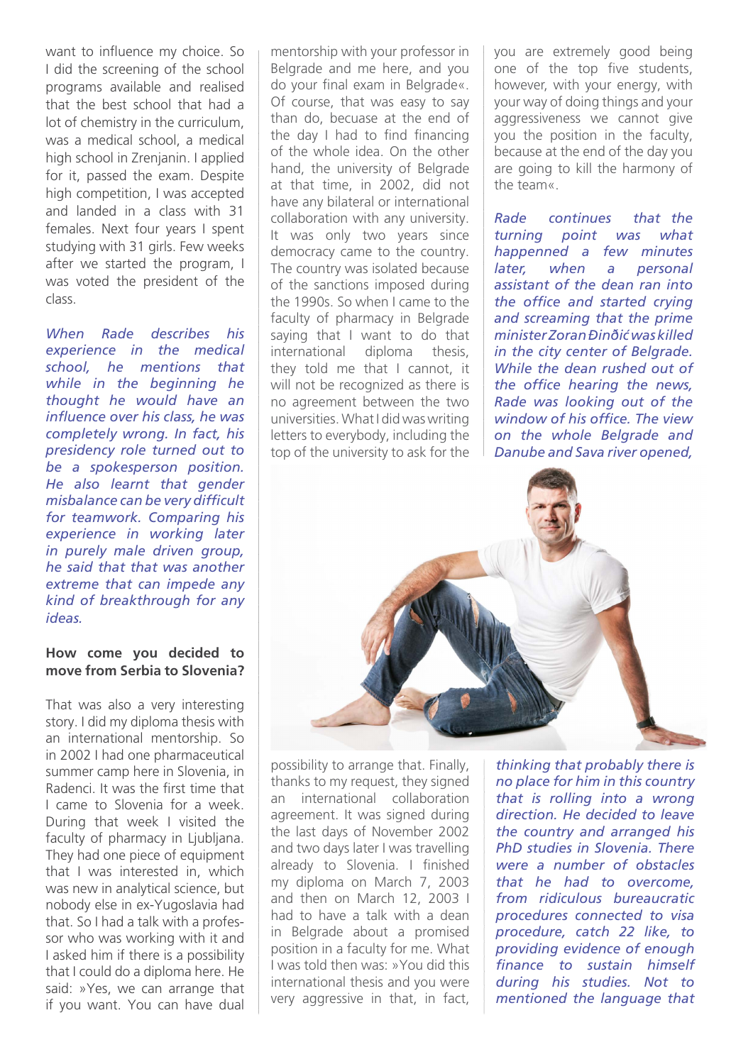want to influence my choice. So I did the screening of the school programs available and realised that the best school that had a lot of chemistry in the curriculum, was a medical school, a medical high school in Zrenjanin. I applied for it, passed the exam. Despite high competition, I was accepted and landed in a class with 31 females. Next four years I spent studying with 31 girls. Few weeks after we started the program, I was voted the president of the class.

*When Rade describes his experience in the medical school, he mentions that while in the beginning he thought he would have an influence over his class, he was completely wrong. In fact, his presidency role turned out to be a spokesperson position. He also learnt that gender misbalance can be very difficult for teamwork. Comparing his experience in working later in purely male driven group, he said that that was another extreme that can impede any kind of breakthrough for any ideas.*

**How come you decided to move from Serbia to Slovenia?**

That was also a very interesting story. I did my diploma thesis with an international mentorship. So in 2002 I had one pharmaceutical summer camp here in Slovenia, in Radenci. It was the first time that I came to Slovenia for a week. During that week I visited the faculty of pharmacy in Ljubljana. They had one piece of equipment that I was interested in, which was new in analytical science, but nobody else in ex-Yugoslavia had that. So I had a talk with a professor who was working with it and I asked him if there is a possibility that I could do a diploma here. He said: »Yes, we can arrange that if you want. You can have dual mentorship with your professor in Belgrade and me here, and you do your final exam in Belgrade«. Of course, that was easy to say than do, becuase at the end of the day I had to find financing of the whole idea. On the other hand, the university of Belgrade at that time, in 2002, did not have any bilateral or international collaboration with any university. It was only two years since democracy came to the country. The country was isolated because of the sanctions imposed during the 1990s. So when I came to the faculty of pharmacy in Belgrade saying that I want to do that international diploma thesis, they told me that I cannot, it will not be recognized as there is no agreement between the two universities. What I did was writing letters to everybody, including the top of the university to ask for the possibility to arrange that. Finally, thanks to my request, they signed an international collaboration agreement. It was signed during the last days of November 2002 and two days later I was travelling already to Slovenia. I finished my diploma on March 7, 2003 and then on March 12, 2003 I had to have a talk with a dean in Belgrade about a promised position in a faculty for me. What I was told then was: »You did this international thesis and you were very aggressive in that, in fact, you are extremely good being one of the top five students, however, with your energy, with your way of doing things and your aggressiveness we cannot give you the position in the faculty, because at the end of the day you are going to kill the harmony of the team«.

*Rade continues that the turning point was what happended a few minutes later, when a personal assistant of the dean ran into the office and started crying and screaming that the prime minister Zoran Đinđić was killed in the city center of Belgrade. While the dean rushed out of the office hearing the news, Rade was looking out of the window of his office. The view on the whole Belgrade and Danube and Sava river opened, thinking that probably there is no place for him in this country that is rolling into a wrong direction. He decided to leave the country and arranged his PhD studies in Slovenia. There were a number of obstacles that he had to overcome, from ridiculous bureaucratic procedures connected to visa procedure, catch 22 like, to providing evidence of enough finance to sustain himself during his studies. Not to mentioned the language that*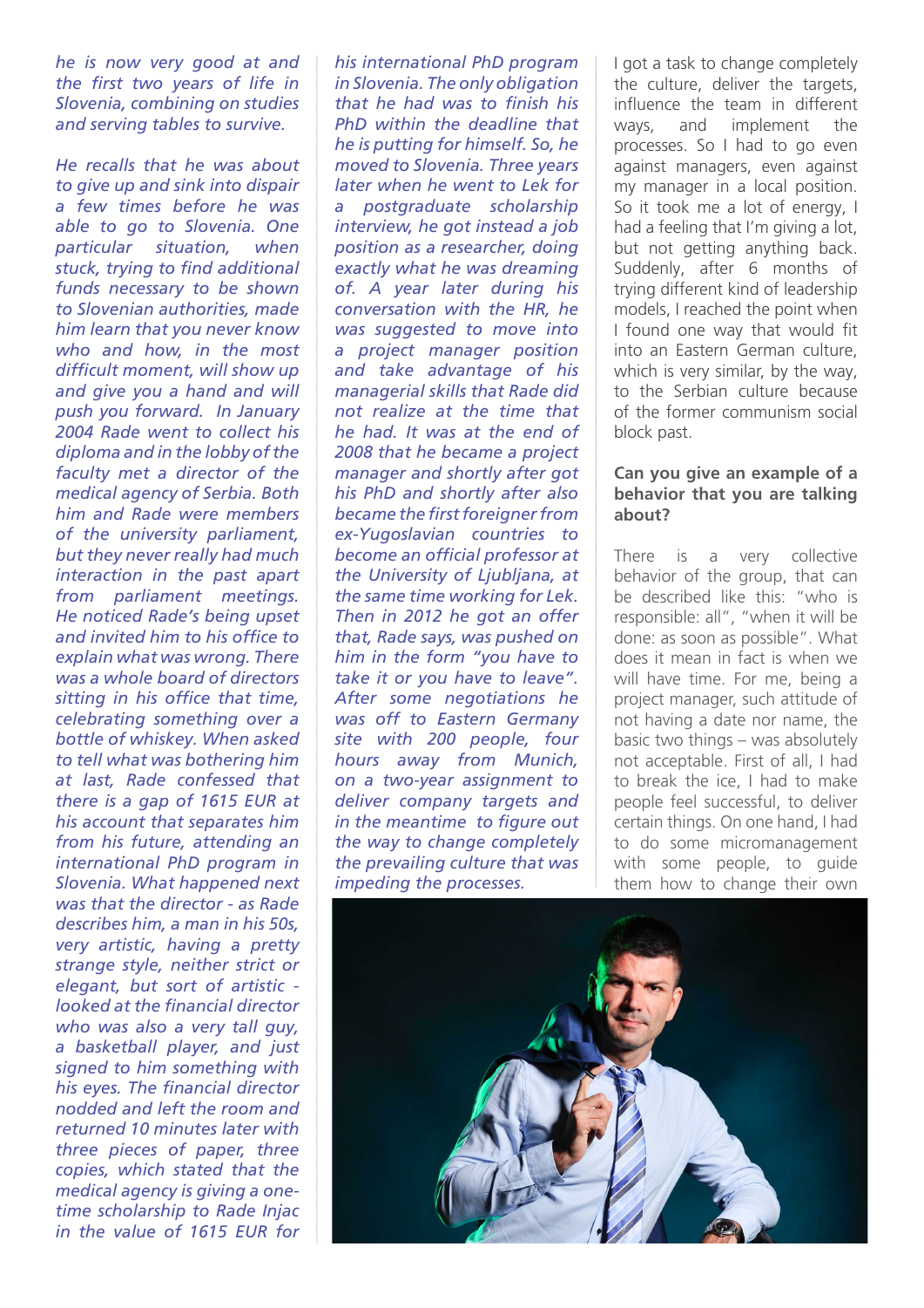*he is now very good at and the first two years of life in Slovenia, combining on studies and serving tables to survive.*

*He recalls that he was about to give up and sink into dispair a few times before he was able to go to Slovenia. One particular situation, when stuck, trying to find additional funds necessary to be shown to Slovenian authorities, made him learn that you never know who and how, in the most difficult moment, will show up and give you a hand and will push you forward. In January 2004 Rade went to collect his diploma and in the lobby of the faculty met a director of the medical agency of Serbia. Both him and Rade were members of the university parliament, but they never really had much interaction in the past apart from parliament meetings. He noticed Rade's being upset and invited him to his office to explain what was wrong. There was a whole board of directors sitting in his office that time, celebrating something over a bottle of whiskey. When asked to tell what was bothering him at last, Rade confessed that there is a gap of 1615 EUR at his account that separates him from his future, attending an international PhD program in Slovenia. What happened next was that the director - as Rade describes him, a man in his 50s, very artistic, having a pretty strange style, neither strict or elegant, but sort of artistic - looked at the financial director who was also a very tall guy, a basketball player, and just signed to him something with his eyes. The financial director nodded and left the room and returned 10 minutes later with three pieces of paper, three copies, which stated that the medical agency is giving a one-time scholarship to Rade Injac in the value of 1615 EUR for his international PhD program in Slovenia. The only obligation that he had was to finish his PhD within the deadline that he is putting for himself. So, he moved to Slovenia. Three years later when he went to Lek for a postgraduate scholarship interview, he got instead a job position as a researcher, doing exactly what he was dreaming of. A year later during his conversation with the HR, he was suggested to move into a project manager position and take advantage of his managerial skills that Rade did not realize at the time that he had. It was at the end of 2008 that he became a project manager and shortly after got his PhD and shortly after also became the first foreigner from ex-Yugoslavian countries to become an official professor at the University of Ljubljana, at the same time working for Lek. Then in 2012 he got an offer that, Rade says, was pushed on him in the form "you have to take it or you have to leave". After some negotiations he was off to Eastern Germany site with 200 people, four hours away from Munich, on a two-year assignment to deliver company targets and in the meantime to figure out the way to change completely the prevailing culture that was impeding the processes.*

I got a task to change completely the culture, deliver the targets, influence the team in different ways, and implement the processes. So I had to go even against managers, even against my manager in a local position. So it took me a lot of energy, I had a feeling that I'm giving a lot, but not getting anything back. Suddenly, after 6 months of trying different kind of leadership models, I reached the point when I found one way that would fit into an Eastern German culture, which is very similar, by the way, to the Serbian culture because of the former communism social block past.

**Can you give an example of a behavior that you are talking about?**

There is a very collective behavior of the group, that can be described like this: "who is responsible: all", "when it will be done: as soon as possible". What does it mean in fact is when we will have time. For me, being a project manager, such attitude of not having a date nor name, the basic two things – was absolutely not acceptable. First of all, I had to break the ice, I had to make people feel successful, to deliver certain things. On one hand, I had to do some micromanagement with some people, to guide them how to change their own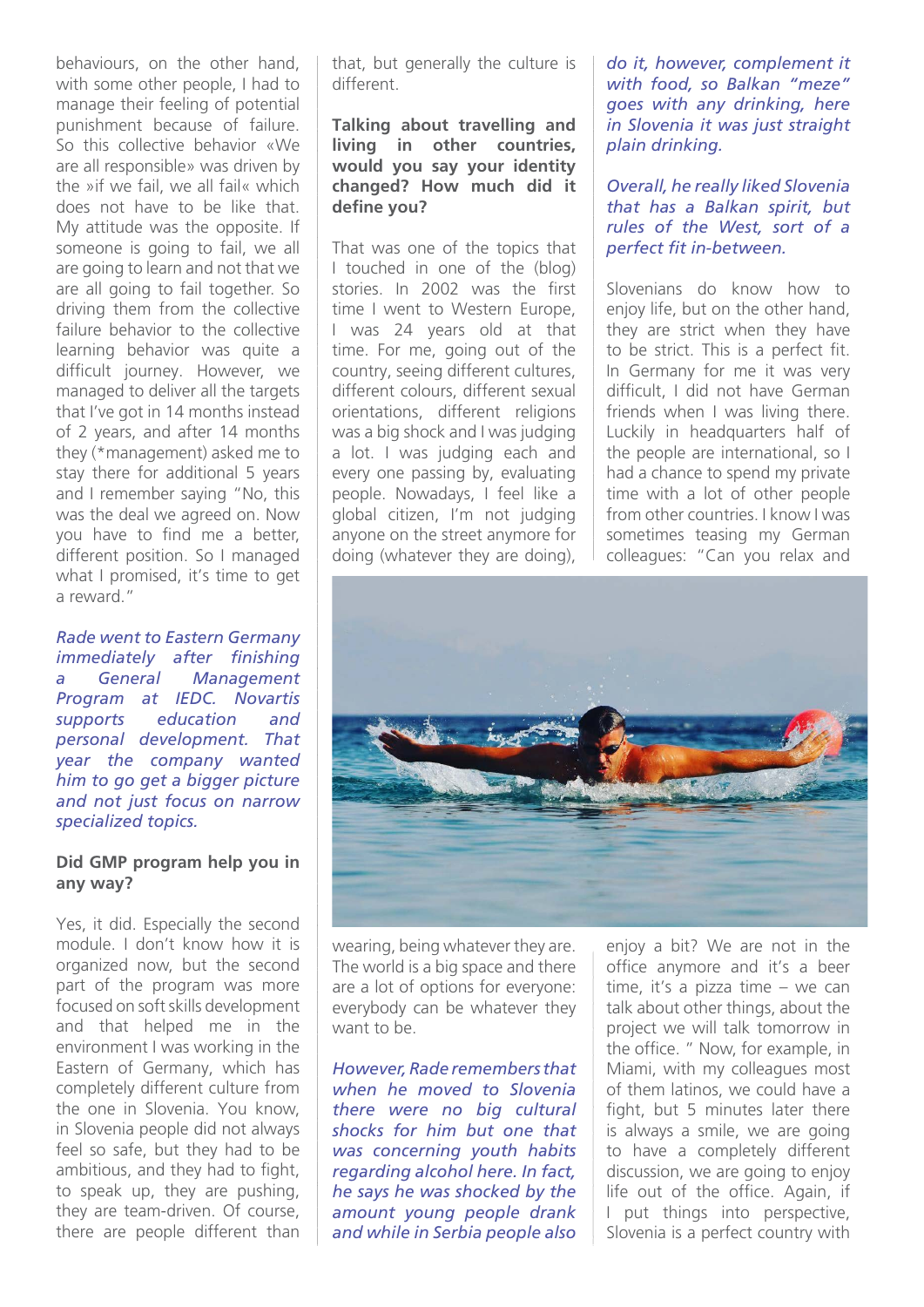behaviours, on the other hand, with some other people, I had to manage their feeling of potential punishment because of failure. So this collective behavior «We are all responsible» was driven by the »if we fail, we all fail« which does not have to be like that. My attitude was the opposite. If someone is going to fail, we all are going to learn and not that we are all going to fail together. So driving them from the collective failure behavior to the collective learning behavior was quite a difficult journey. However, we managed to deliver all the targets that I've got in 14 months instead of 2 years, and after 14 months they (*management) asked me to stay there for additional 5 years and I remember saying "No, this was the deal we agreed on. Now you have to find me a better, different position. So I managed what I promised, it's time to get a reward."

*Rade went to Eastern Germany immediately after finishing a General Management Program at IEDC. Novartis supports education and personal development. That year the company wanted him to go get a bigger picture and not just focus on narrow specialized topics.*

**Did GMP program help you in any way?**

Yes, it did. Especially the second module. I don't know how it is organized now, but the second part of the program was more focused on soft skills development and that helped me in the environment I was working in the Eastern of Germany, which has completely different culture from the one in Slovenia. You know, in Slovenia people did not always feel so safe, but they had to be ambitious, and they had to fight, to speak up, they are pushing, they are team-driven. Of course, there are people different than that, but generally the culture is different.

**Talking about travelling and living in other countries, would you say your identity changed? How much did it define you?**

That was one of the topics that I touched in one of the (blog) stories. In 2002 was the first time I went to Western Europe, I was 24 years old at that time. For me, going out of the country, seeing different cultures, different colours, different sexual orientations, different religions was a big shock and I was judging a lot. I was judging each and every one passing by, evaluating people. Nowadays, I feel like a global citizen, I'm not judging anyone on the street anymore for doing (whatever they are doing), wearing, being whatever they are. The world is a big space and there are a lot of options for everyone: everybody can be whatever they want to be.

*However, Rade remembers that when he moved to Slovenia there were no big cultural shocks for him but one that was concerning youth habits regarding alcohol here. In fact, he says he was shocked by the amount young people drank and while in Serbia people also do it, however, complement it with food, so Balkan "meze" goes with any drinking, here in Slovenia it was just straight plain drinking.*

*Overall, he really liked Slovenia that has a Balkan spirit, but rules of the West, sort of a perfect fit in-between.*

Slovenians do know how to enjoy life, but on the other hand, they are strict when they have to be strict. This is a perfect fit. In Germany for me it was very difficult, I did not have German friends when I was living there. Luckily in headquarters half of the people are international, so I had a chance to spend my private time with a lot of other people from other countries. I know I was sometimes teasing my German colleagues: "Can you relax and enjoy a bit? We are not in the office anymore and it's a beer time, it's a pizza time – we can talk about other things, about the project we will talk tomorrow in the office. " Now, for example, in Miami, with my colleagues most of them latinos, we could have a fight, but 5 minutes later there is always a smile, we are going to have a completely different discussion, we are going to enjoy life out of the office. Again, if I put things into perspective, Slovenia is a perfect country with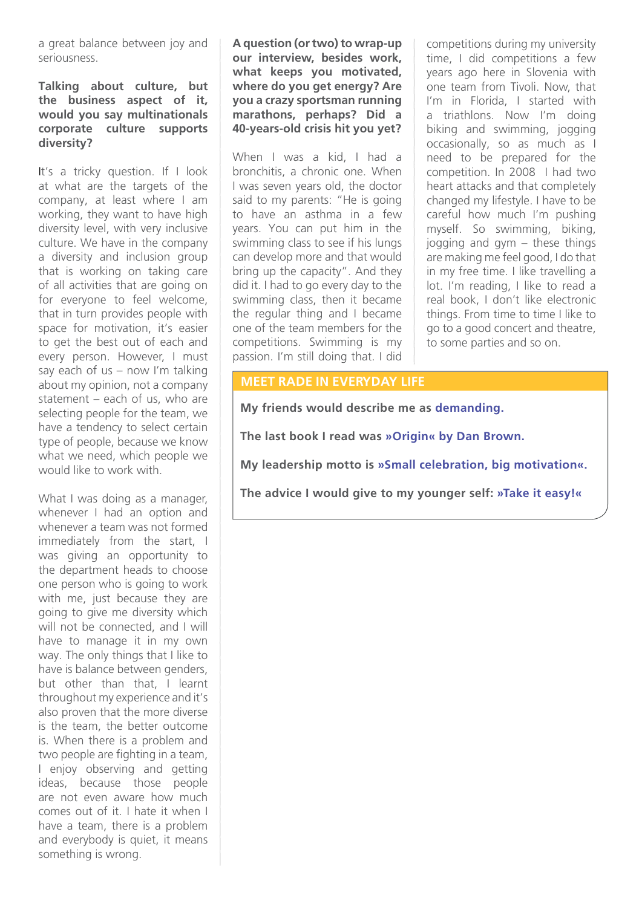a great balance between joy and seriousness.

**Talking about culture, but the business aspect of it, would you say multinationals corporate culture supports diversity?**

It's a tricky question. If I look at what are the targets of the company, at least where I am working, they want to have high diversity level, with very inclusive culture. We have in the company a diversity and inclusion group that is working on taking care of all activities that are going on for everyone to feel welcome, that in turn provides people with space for motivation, it's easier to get the best out of each and every person. However, I must say each of us – now I'm talking about my opinion, not a company statement – each of us, who are selecting people for the team, we have a tendency to select certain type of people, because we know what we need, which people we would like to work with.

What I was doing as a manager, whenever I had an option and whenever a team was not formed immediately from the start, I was giving an opportunity to the department heads to choose one person who is going to work with me, just because they are going to give me diversity which will not be connected, and I will have to manage it in my own way. The only things that I like to have is balance between genders, but other than that, I learnt throughout my experience and it's also proven that the more diverse is the team, the better outcome is. When there is a problem and two people are fighting in a team, I enjoy observing and getting ideas, because those people are not even aware how much comes out of it. I hate it when I have a team, there is a problem and everybody is quiet, it means something is wrong.

**A question (or two) to wrap-up our interview, besides work, what keeps you motivated, where do you get energy? Are you a crazy sportsman running marathons, perhaps? Did a 40-years-old crisis hit you yet?**

When I was a kid, I had a bronchitis, a chronic one. When I was seven years old, the doctor said to my parents: "He is going to have an asthma in a few years. You can put him in the swimming class to see if his lungs can develop more and that would bring up the capacity". And they did it. I had to go every day to the swimming class, then it became the regular thing and I became one of the team members for the competitions. Swimming is my passion. I'm still doing that. I did competitions during my university time, I did competitions a few years ago here in Slovenia with one team from Tivoli. Now, that I'm in Florida, I started with a triathlons. Now I'm doing biking and swimming, jogging occasionally, so as much as I need to be prepared for the competition. In 2008 I had two heart attacks and that completely changed my lifestyle. I have to be careful how much I'm pushing myself. So swimming, biking, jogging and gym – these things are making me feel good, I do that in my free time. I like travelling a lot. I'm reading, I like to read a real book, I don't like electronic things. From time to time I like to go to a good concert and theatre, to some parties and so on.

## MEET RADE IN EVERYDAY LIFE

**My friends would describe me as demanding.**

**The last book I read was »Origin« by Dan Brown.**

**My leadership motto is »Small celebration, big motivation«.**

**The advice I would give to my younger self: »Take it easy!«**